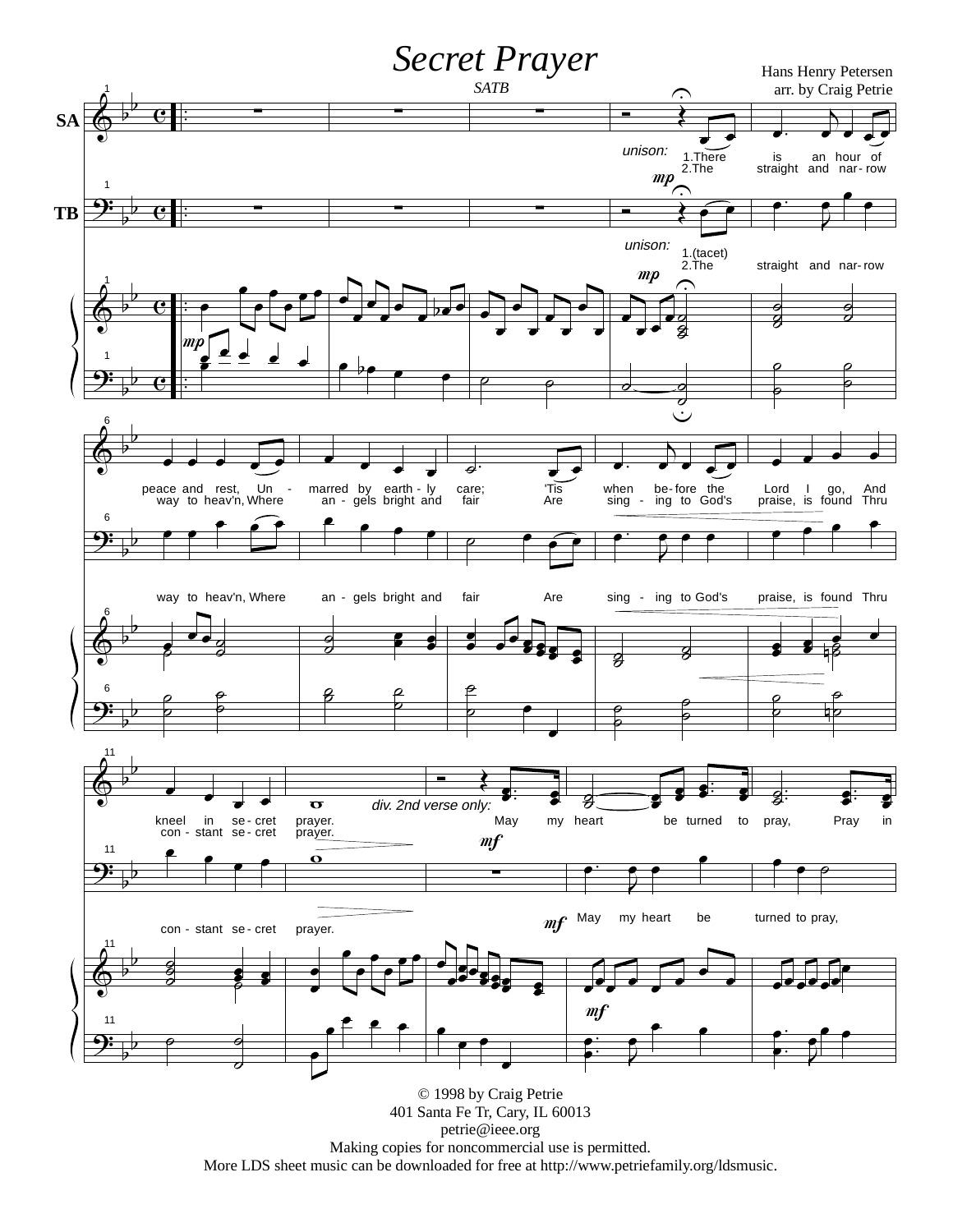# *Secret Prayer*

*SATB*

Hans Henry Petersen
arr. by Craig Petrie

© 1998 by Craig Petrie
401 Santa Fe Tr, Cary, IL 60013
petrie@ieee.org
Making copies for noncommercial use is permitted.
More LDS sheet music can be downloaded for free at http://www.petriefamily.org/ldsmusic.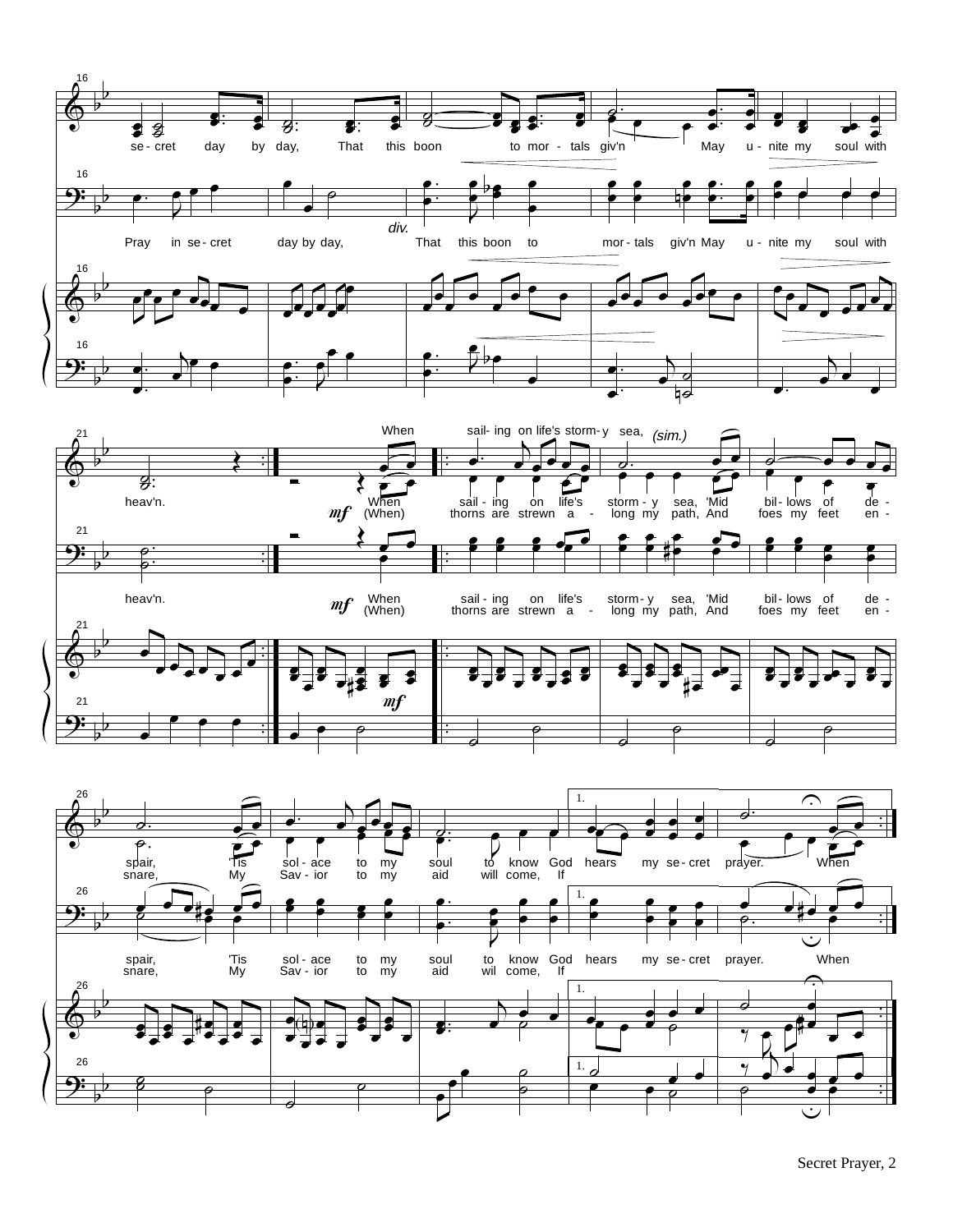se - cret day by day, That this boon to mor - tals giv'n May u - nite my soul with

*div.*

Pray in se - cret day by day, That this boon to mor - tals giv'n May u - nite my soul with

When sail- ing on life's storm- y sea, *(sim.)*

heav'n. *mf* When sail - ing on life's storm - y sea, 'Mid bil - lows of de -
(When) thorns are strewn a - long my path, And foes my feet en -

heav'n. *mf* When sail - ing on life's storm - y sea, 'Mid bil - lows of de -
(When) thorns are strewn a - long my path, And foes my feet en -

*mf*

spair, 'Tis sol - ace to my soul to know God hears my se - cret prayer. When
snare, My Sav - ior to my aid will come, If

spair, 'Tis sol - ace to my soul to know God hears my se - cret prayer. When
snare, My Sav - ior to my aid wil come, If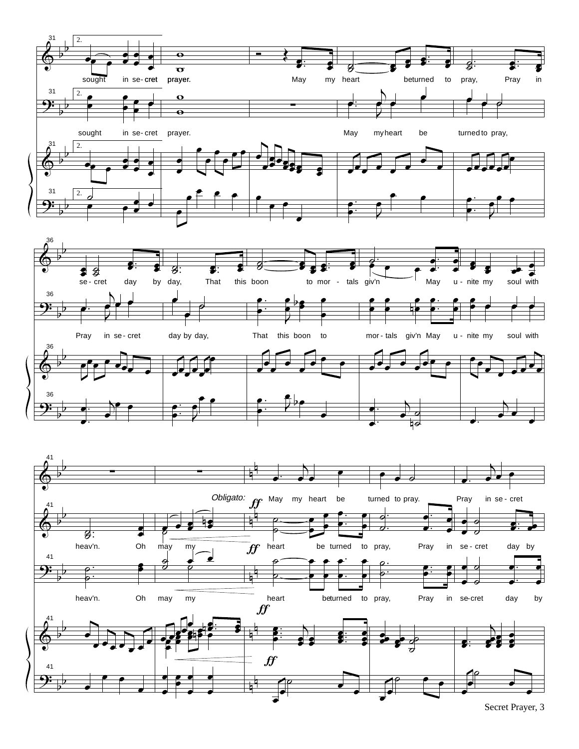31

2.

sought in se-cret prayer. May my heart be turned to pray, Pray in

sought in se-cret prayer. May my heart be turned to pray,

36

se-cret day by day, That this boon to mor-tals giv'n May u-nite my soul with

Pray in se-cret day by day, That this boon to mor-tals giv'n May u-nite my soul with

41

*Obligato:* ***ff*** May my heart be turned to pray. Pray in se-cret

heav'n. Oh may my ***ff*** heart be turned to pray, Pray in se-cret day by

heav'n. Oh may my heart be turned to pray, Pray in se-cret day by

***ff***

***ff***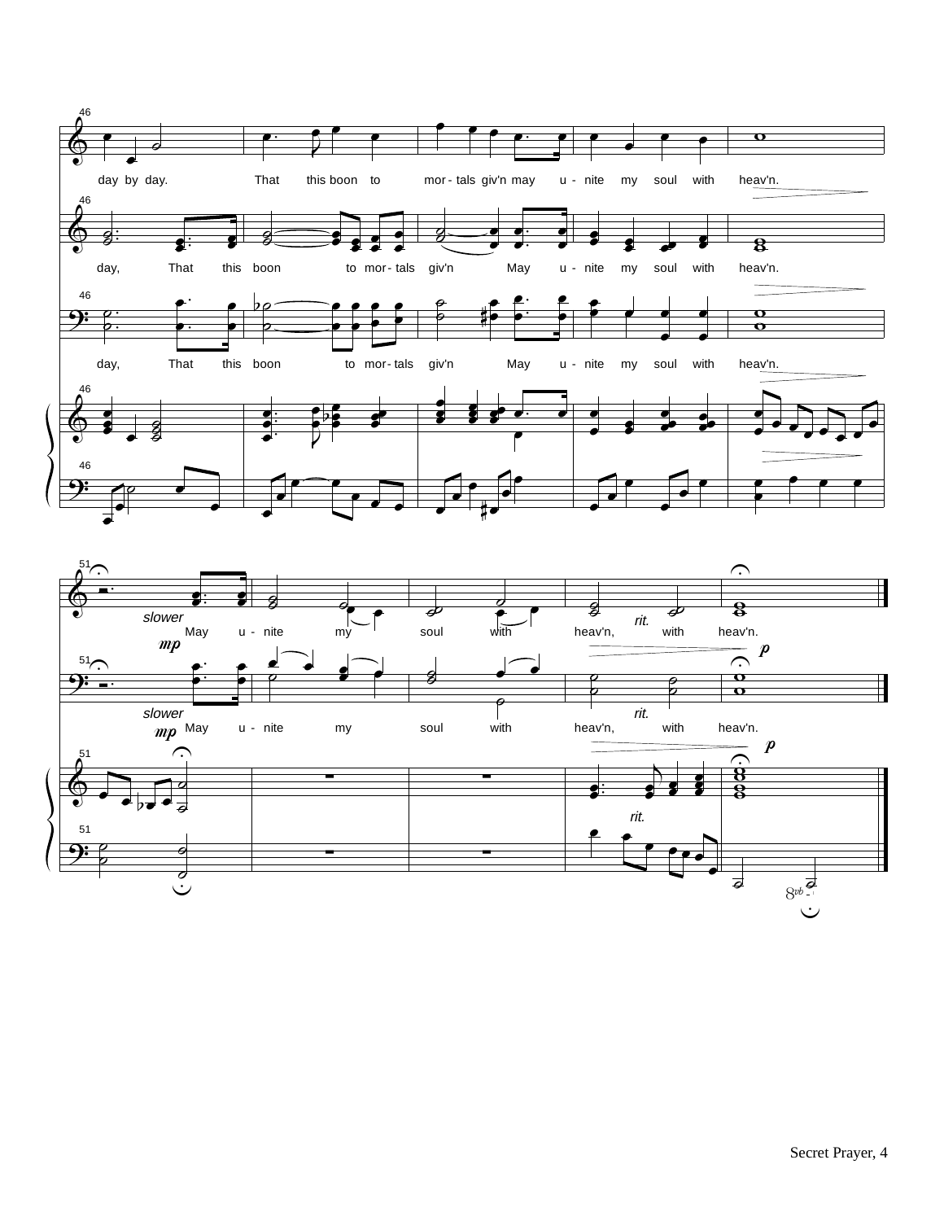46

day by day. That this boon to mor - tals giv'n may u - nite my soul with heav'n.

46

day, That this boon to mor - tals giv'n May u - nite my soul with heav'n.

46

day, That this boon to mor - tals giv'n May u - nite my soul with heav'n.

46

46

51

*slower*

*mp*

May u - nite my soul with heav'n, with heav'n.

*rit.*

*p*

51

*slower*

*mp*

May u - nite my soul with heav'n, with heav'n.

*rit.*

*p*

51

*rit.*

51

8vb